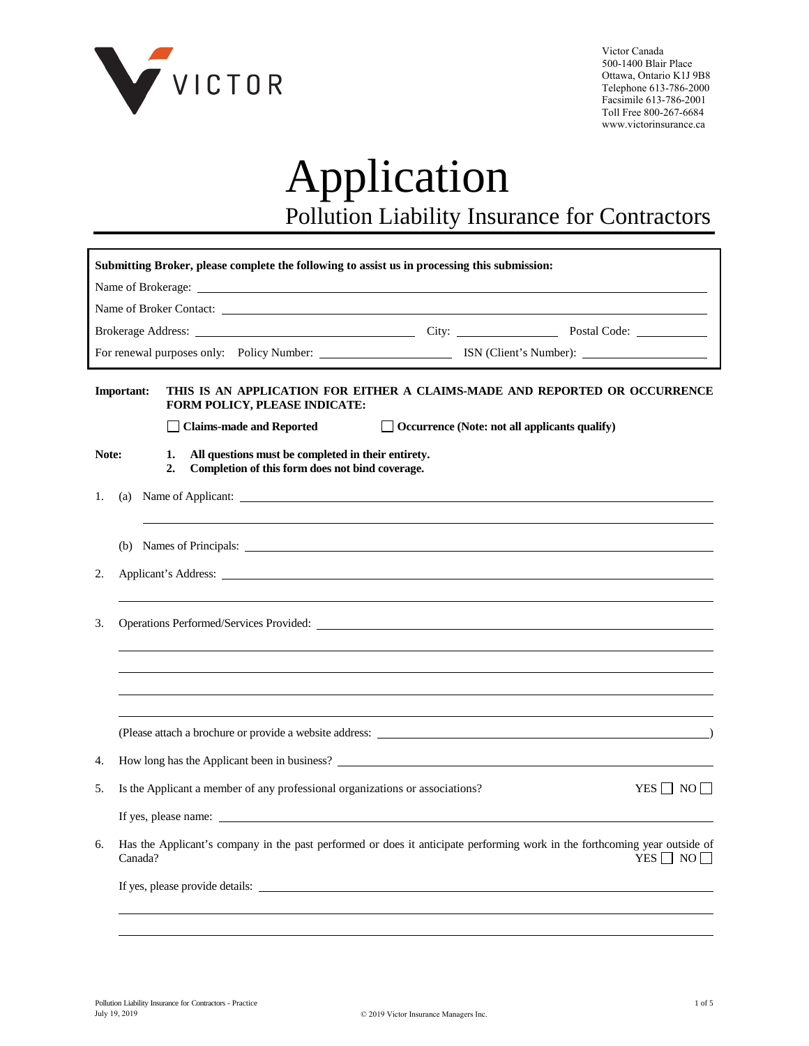Victor Canada
500-1400 Blair Place
Ottawa, Ontario K1J 9B8
Telephone 613-786-2000
Facsimile 613-786-2001
Toll Free 800-267-6684
www.victorinsurance.ca

# Application

## Pollution Liability Insurance for Contractors

**Submitting Broker, please complete the following to assist us in processing this submission:**

Name of Brokerage: ______________________________

Name of Broker Contact: ______________________________

Brokerage Address: ______________________________ City: ______________ Postal Code: __________

For renewal purposes only: Policy Number: ____________________ ISN (Client's Number): ____________________

**Important:** **THIS IS AN APPLICATION FOR EITHER A CLAIMS-MADE AND REPORTED OR OCCURRENCE FORM POLICY, PLEASE INDICATE:**

☐ **Claims-made and Reported** ☐ **Occurrence (Note: not all applicants qualify)**

**Note:**
1. **All questions must be completed in their entirety.**
2. **Completion of this form does not bind coverage.**

1. (a) Name of Applicant: ______________________________

   (b) Names of Principals: ______________________________

2. Applicant's Address: ______________________________

3. Operations Performed/Services Provided: ______________________________

   (Please attach a brochure or provide a website address: ______________________________)

4. How long has the Applicant been in business? ______________________________

5. Is the Applicant a member of any professional organizations or associations? YES ☐ NO ☐

   If yes, please name: ______________________________

6. Has the Applicant's company in the past performed or does it anticipate performing work in the forthcoming year outside of Canada? YES ☐ NO ☐

   If yes, please provide details: ______________________________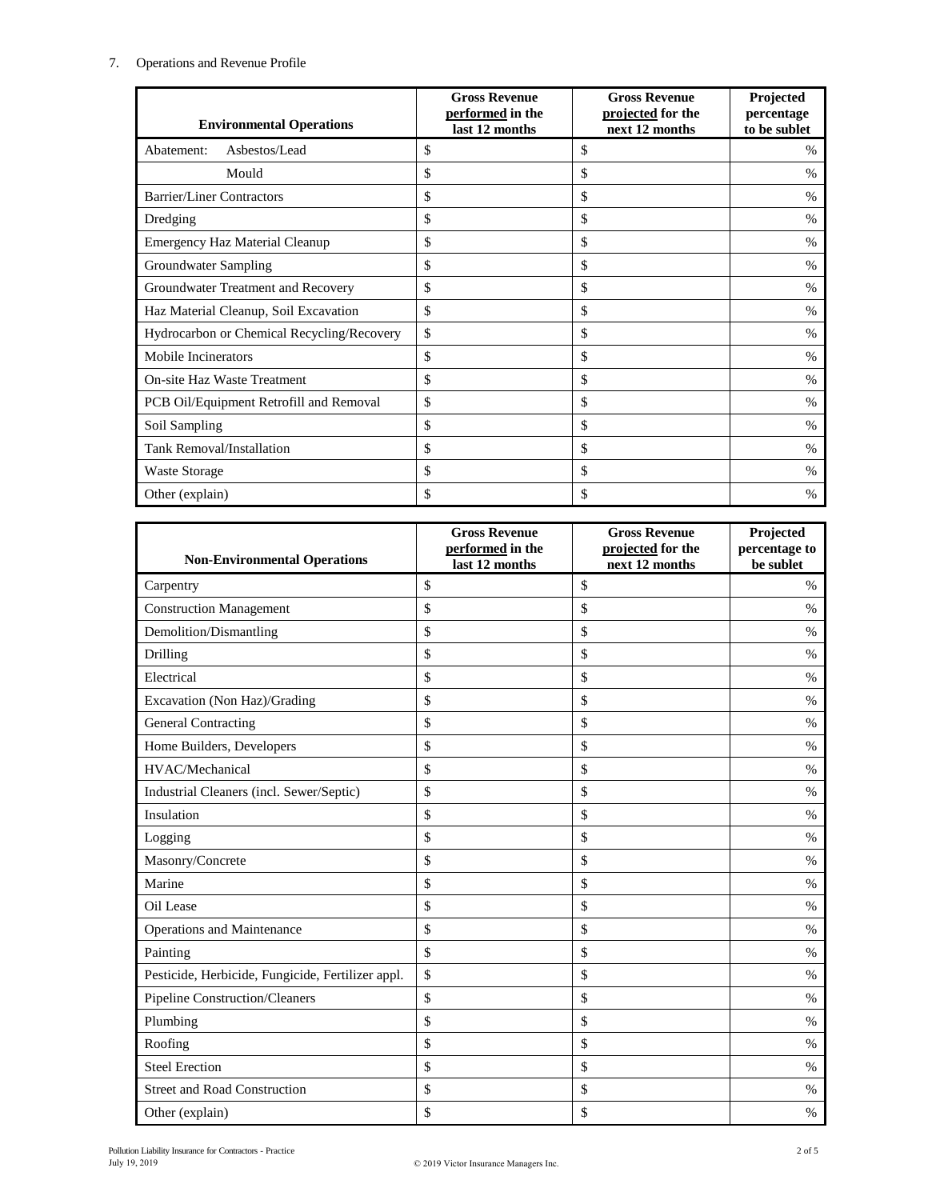7. Operations and Revenue Profile

| Environmental Operations | Gross Revenue **performed** in the last 12 months | Gross Revenue **projected** for the next 12 months | Projected percentage to be sublet |
|---|---|---|---|
| Abatement: Asbestos/Lead | $ | $ | % |
| Mould | $ | $ | % |
| Barrier/Liner Contractors | $ | $ | % |
| Dredging | $ | $ | % |
| Emergency Haz Material Cleanup | $ | $ | % |
| Groundwater Sampling | $ | $ | % |
| Groundwater Treatment and Recovery | $ | $ | % |
| Haz Material Cleanup, Soil Excavation | $ | $ | % |
| Hydrocarbon or Chemical Recycling/Recovery | $ | $ | % |
| Mobile Incinerators | $ | $ | % |
| On-site Haz Waste Treatment | $ | $ | % |
| PCB Oil/Equipment Retrofill and Removal | $ | $ | % |
| Soil Sampling | $ | $ | % |
| Tank Removal/Installation | $ | $ | % |
| Waste Storage | $ | $ | % |
| Other (explain) | $ | $ | % |

| Non-Environmental Operations | Gross Revenue **performed** in the last 12 months | Gross Revenue **projected** for the next 12 months | Projected percentage to be sublet |
|---|---|---|---|
| Carpentry | $ | $ | % |
| Construction Management | $ | $ | % |
| Demolition/Dismantling | $ | $ | % |
| Drilling | $ | $ | % |
| Electrical | $ | $ | % |
| Excavation (Non Haz)/Grading | $ | $ | % |
| General Contracting | $ | $ | % |
| Home Builders, Developers | $ | $ | % |
| HVAC/Mechanical | $ | $ | % |
| Industrial Cleaners (incl. Sewer/Septic) | $ | $ | % |
| Insulation | $ | $ | % |
| Logging | $ | $ | % |
| Masonry/Concrete | $ | $ | % |
| Marine | $ | $ | % |
| Oil Lease | $ | $ | % |
| Operations and Maintenance | $ | $ | % |
| Painting | $ | $ | % |
| Pesticide, Herbicide, Fungicide, Fertilizer appl. | $ | $ | % |
| Pipeline Construction/Cleaners | $ | $ | % |
| Plumbing | $ | $ | % |
| Roofing | $ | $ | % |
| Steel Erection | $ | $ | % |
| Street and Road Construction | $ | $ | % |
| Other (explain) | $ | $ | % |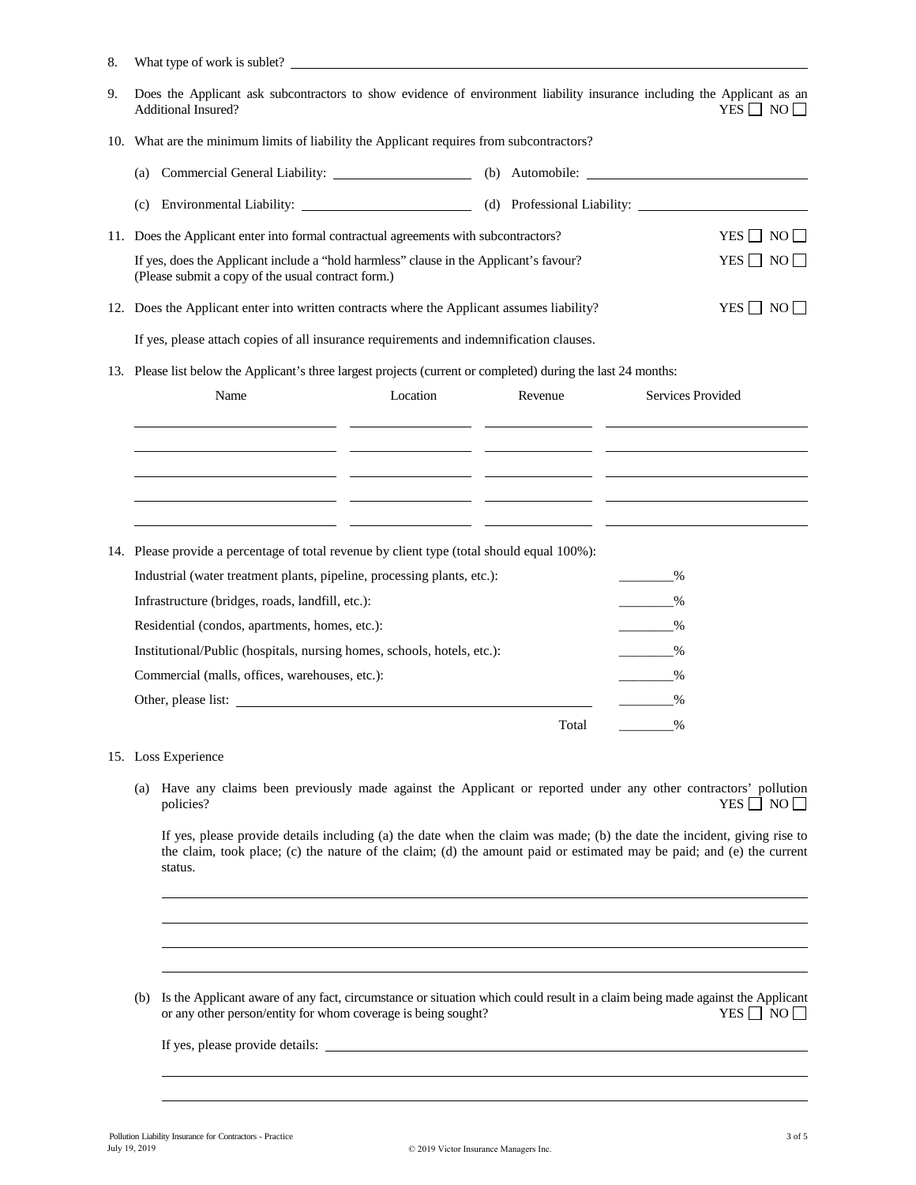8. What type of work is sublet? ______________________________

9. Does the Applicant ask subcontractors to show evidence of environment liability insurance including the Applicant as an Additional Insured? YES ☐ NO ☐

10. What are the minimum limits of liability the Applicant requires from subcontractors?

    (a) Commercial General Liability: ____________ (b) Automobile: ____________

    (c) Environmental Liability: ____________ (d) Professional Liability: ____________

11. Does the Applicant enter into formal contractual agreements with subcontractors? YES ☐ NO ☐

    If yes, does the Applicant include a "hold harmless" clause in the Applicant's favour? YES ☐ NO ☐
    (Please submit a copy of the usual contract form.)

12. Does the Applicant enter into written contracts where the Applicant assumes liability? YES ☐ NO ☐

    If yes, please attach copies of all insurance requirements and indemnification clauses.

13. Please list below the Applicant's three largest projects (current or completed) during the last 24 months:

| Name | Location | Revenue | Services Provided |
|---|---|---|---|
| | | | |
| | | | |
| | | | |
| | | | |
| | | | |

14. Please provide a percentage of total revenue by client type (total should equal 100%):

| | |
|---|---|
| Industrial (water treatment plants, pipeline, processing plants, etc.): | ________% |
| Infrastructure (bridges, roads, landfill, etc.): | ________% |
| Residential (condos, apartments, homes, etc.): | ________% |
| Institutional/Public (hospitals, nursing homes, schools, hotels, etc.): | ________% |
| Commercial (malls, offices, warehouses, etc.): | ________% |
| Other, please list: ______________________ | ________% |
| Total | ________% |

15. Loss Experience

    (a) Have any claims been previously made against the Applicant or reported under any other contractors' pollution policies? YES ☐ NO ☐

    If yes, please provide details including (a) the date when the claim was made; (b) the date the incident, giving rise to the claim, took place; (c) the nature of the claim; (d) the amount paid or estimated may be paid; and (e) the current status.

    ______________________________

    ______________________________

    ______________________________

    ______________________________

    (b) Is the Applicant aware of any fact, circumstance or situation which could result in a claim being made against the Applicant or any other person/entity for whom coverage is being sought? YES ☐ NO ☐

    If yes, please provide details: ______________________________

    ______________________________

    ______________________________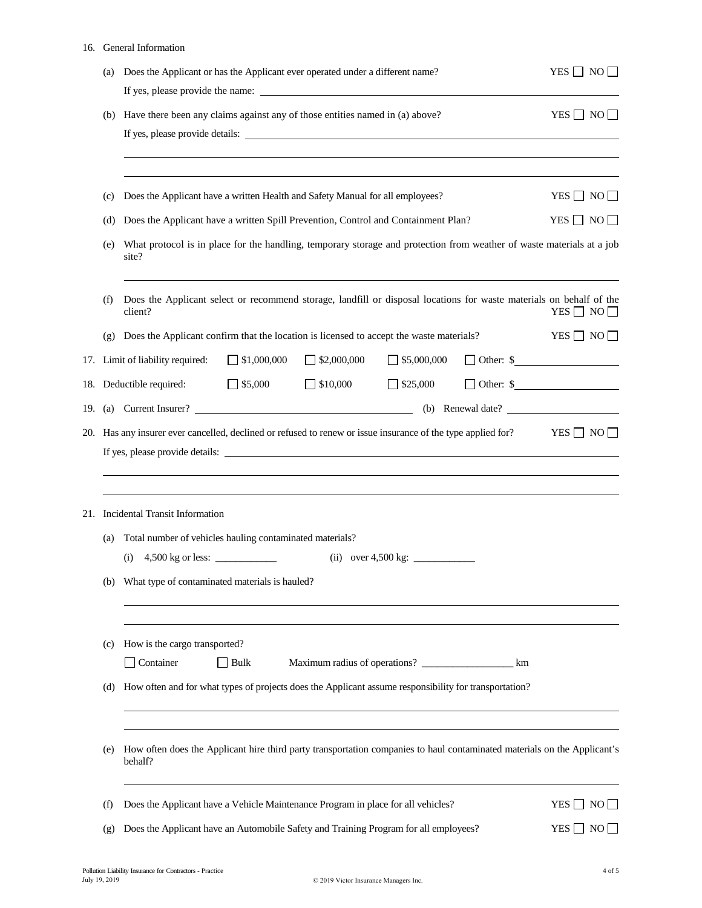16. General Information

(a) Does the Applicant or has the Applicant ever operated under a different name? YES ☐ NO ☐

If yes, please provide the name: ______________________________

(b) Have there been any claims against any of those entities named in (a) above? YES ☐ NO ☐

If yes, please provide details: ______________________________

______________________________

______________________________

(c) Does the Applicant have a written Health and Safety Manual for all employees? YES ☐ NO ☐

(d) Does the Applicant have a written Spill Prevention, Control and Containment Plan? YES ☐ NO ☐

(e) What protocol is in place for the handling, temporary storage and protection from weather of waste materials at a job site?

______________________________

(f) Does the Applicant select or recommend storage, landfill or disposal locations for waste materials on behalf of the client? YES ☐ NO ☐

(g) Does the Applicant confirm that the location is licensed to accept the waste materials? YES ☐ NO ☐

17. Limit of liability required: ☐ $1,000,000 ☐ $2,000,000 ☐ $5,000,000 ☐ Other: $__________

18. Deductible required: ☐ $5,000 ☐ $10,000 ☐ $25,000 ☐ Other: $__________

19. (a) Current Insurer? ______________________________ (b) Renewal date? __________

20. Has any insurer ever cancelled, declined or refused to renew or issue insurance of the type applied for? YES ☐ NO ☐

If yes, please provide details: ______________________________

______________________________

______________________________

21. Incidental Transit Information

(a) Total number of vehicles hauling contaminated materials?

(i) 4,500 kg or less: ____________ (ii) over 4,500 kg: ____________

(b) What type of contaminated materials is hauled?

______________________________

______________________________

(c) How is the cargo transported?

☐ Container ☐ Bulk Maximum radius of operations? __________________ km

(d) How often and for what types of projects does the Applicant assume responsibility for transportation?

______________________________

______________________________

(e) How often does the Applicant hire third party transportation companies to haul contaminated materials on the Applicant's behalf?

______________________________

(f) Does the Applicant have a Vehicle Maintenance Program in place for all vehicles? YES ☐ NO ☐

(g) Does the Applicant have an Automobile Safety and Training Program for all employees? YES ☐ NO ☐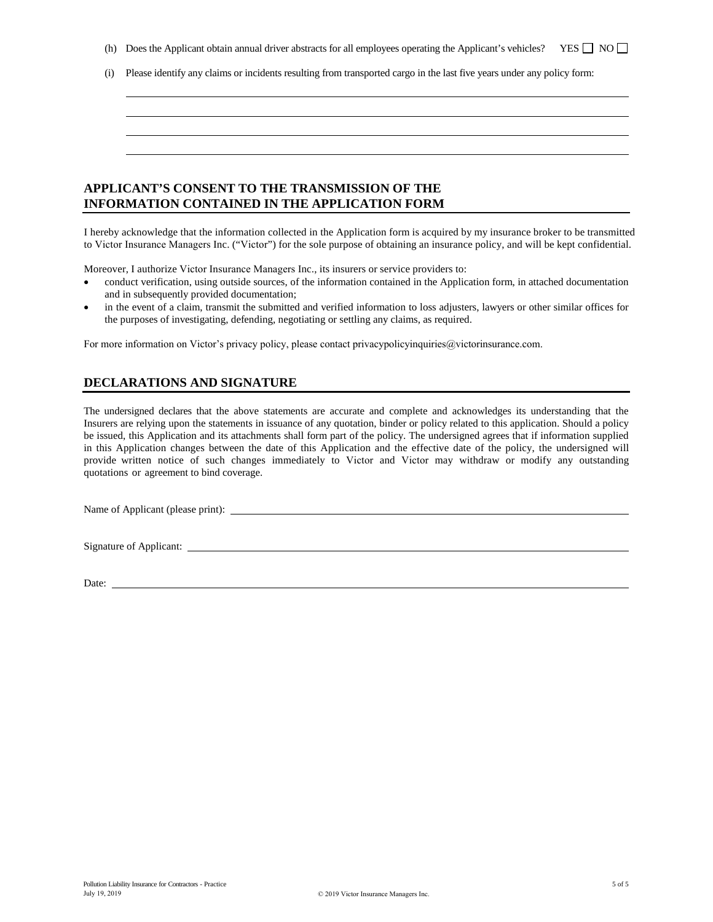(h) Does the Applicant obtain annual driver abstracts for all employees operating the Applicant's vehicles? YES ☐ NO ☐

(i) Please identify any claims or incidents resulting from transported cargo in the last five years under any policy form:

\_\_\_\_\_\_\_\_\_\_\_\_\_\_\_\_\_\_\_\_\_\_\_\_\_\_\_\_\_\_\_\_\_\_\_\_\_\_\_\_\_\_\_\_\_\_\_\_\_\_\_\_\_\_\_\_\_\_\_\_

\_\_\_\_\_\_\_\_\_\_\_\_\_\_\_\_\_\_\_\_\_\_\_\_\_\_\_\_\_\_\_\_\_\_\_\_\_\_\_\_\_\_\_\_\_\_\_\_\_\_\_\_\_\_\_\_\_\_\_\_

\_\_\_\_\_\_\_\_\_\_\_\_\_\_\_\_\_\_\_\_\_\_\_\_\_\_\_\_\_\_\_\_\_\_\_\_\_\_\_\_\_\_\_\_\_\_\_\_\_\_\_\_\_\_\_\_\_\_\_\_

\_\_\_\_\_\_\_\_\_\_\_\_\_\_\_\_\_\_\_\_\_\_\_\_\_\_\_\_\_\_\_\_\_\_\_\_\_\_\_\_\_\_\_\_\_\_\_\_\_\_\_\_\_\_\_\_\_\_\_\_

## APPLICANT'S CONSENT TO THE TRANSMISSION OF THE INFORMATION CONTAINED IN THE APPLICATION FORM

I hereby acknowledge that the information collected in the Application form is acquired by my insurance broker to be transmitted to Victor Insurance Managers Inc. ("Victor") for the sole purpose of obtaining an insurance policy, and will be kept confidential.

Moreover, I authorize Victor Insurance Managers Inc., its insurers or service providers to:

- conduct verification, using outside sources, of the information contained in the Application form, in attached documentation and in subsequently provided documentation;
- in the event of a claim, transmit the submitted and verified information to loss adjusters, lawyers or other similar offices for the purposes of investigating, defending, negotiating or settling any claims, as required.

For more information on Victor's privacy policy, please contact privacypolicyinquiries@victorinsurance.com.

## DECLARATIONS AND SIGNATURE

The undersigned declares that the above statements are accurate and complete and acknowledges its understanding that the Insurers are relying upon the statements in issuance of any quotation, binder or policy related to this application. Should a policy be issued, this Application and its attachments shall form part of the policy. The undersigned agrees that if information supplied in this Application changes between the date of this Application and the effective date of the policy, the undersigned will provide written notice of such changes immediately to Victor and Victor may withdraw or modify any outstanding quotations or agreement to bind coverage.

Name of Applicant (please print): \_\_\_\_\_\_\_\_\_\_\_\_\_\_\_\_\_\_\_\_\_\_\_\_\_\_\_\_\_\_\_\_\_\_\_\_\_\_\_\_

Signature of Applicant: \_\_\_\_\_\_\_\_\_\_\_\_\_\_\_\_\_\_\_\_\_\_\_\_\_\_\_\_\_\_\_\_\_\_\_\_\_\_\_\_

Date: \_\_\_\_\_\_\_\_\_\_\_\_\_\_\_\_\_\_\_\_\_\_\_\_\_\_\_\_\_\_\_\_\_\_\_\_\_\_\_\_